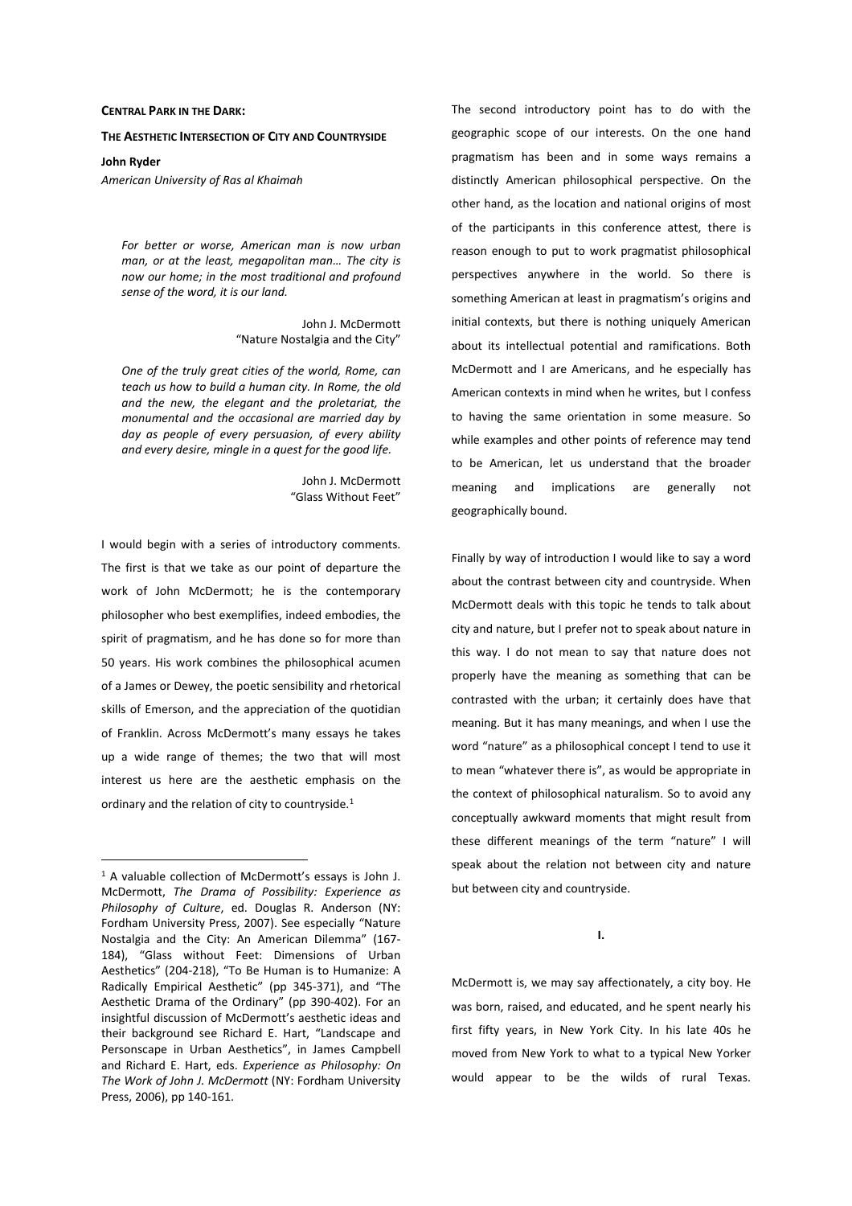# Central Park in the Dark:

## The Aesthetic Intersection of City and Countryside

**John Ryder**

*American University of Ras al Khaimah*

> *For better or worse, American man is now urban man, or at the least, megapolitan man… The city is now our home; in the most traditional and profound sense of the word, it is our land.*
>
> John J. McDermott
> "Nature Nostalgia and the City"

> *One of the truly great cities of the world, Rome, can teach us how to build a human city. In Rome, the old and the new, the elegant and the proletariat, the monumental and the occasional are married day by day as people of every persuasion, of every ability and every desire, mingle in a quest for the good life.*
>
> John J. McDermott
> "Glass Without Feet"

I would begin with a series of introductory comments. The first is that we take as our point of departure the work of John McDermott; he is the contemporary philosopher who best exemplifies, indeed embodies, the spirit of pragmatism, and he has done so for more than 50 years. His work combines the philosophical acumen of a James or Dewey, the poetic sensibility and rhetorical skills of Emerson, and the appreciation of the quotidian of Franklin. Across McDermott's many essays he takes up a wide range of themes; the two that will most interest us here are the aesthetic emphasis on the ordinary and the relation of city to countryside.[1]

The second introductory point has to do with the geographic scope of our interests. On the one hand pragmatism has been and in some ways remains a distinctly American philosophical perspective. On the other hand, as the location and national origins of most of the participants in this conference attest, there is reason enough to put to work pragmatist philosophical perspectives anywhere in the world. So there is something American at least in pragmatism's origins and initial contexts, but there is nothing uniquely American about its intellectual potential and ramifications. Both McDermott and I are Americans, and he especially has American contexts in mind when he writes, but I confess to having the same orientation in some measure. So while examples and other points of reference may tend to be American, let us understand that the broader meaning and implications are generally not geographically bound.

Finally by way of introduction I would like to say a word about the contrast between city and countryside. When McDermott deals with this topic he tends to talk about city and nature, but I prefer not to speak about nature in this way. I do not mean to say that nature does not properly have the meaning as something that can be contrasted with the urban; it certainly does have that meaning. But it has many meanings, and when I use the word "nature" as a philosophical concept I tend to use it to mean "whatever there is", as would be appropriate in the context of philosophical naturalism. So to avoid any conceptually awkward moments that might result from these different meanings of the term "nature" I will speak about the relation not between city and nature but between city and countryside.

### I.

McDermott is, we may say affectionately, a city boy. He was born, raised, and educated, and he spent nearly his first fifty years, in New York City. In his late 40s he moved from New York to what to a typical New Yorker would appear to be the wilds of rural Texas.

---

[1] A valuable collection of McDermott's essays is John J. McDermott, *The Drama of Possibility: Experience as Philosophy of Culture*, ed. Douglas R. Anderson (NY: Fordham University Press, 2007). See especially "Nature Nostalgia and the City: An American Dilemma" (167-184), "Glass without Feet: Dimensions of Urban Aesthetics" (204-218), "To Be Human is to Humanize: A Radically Empirical Aesthetic" (pp 345-371), and "The Aesthetic Drama of the Ordinary" (pp 390-402). For an insightful discussion of McDermott's aesthetic ideas and their background see Richard E. Hart, "Landscape and Personscape in Urban Aesthetics", in James Campbell and Richard E. Hart, eds. *Experience as Philosophy: On The Work of John J. McDermott* (NY: Fordham University Press, 2006), pp 140-161.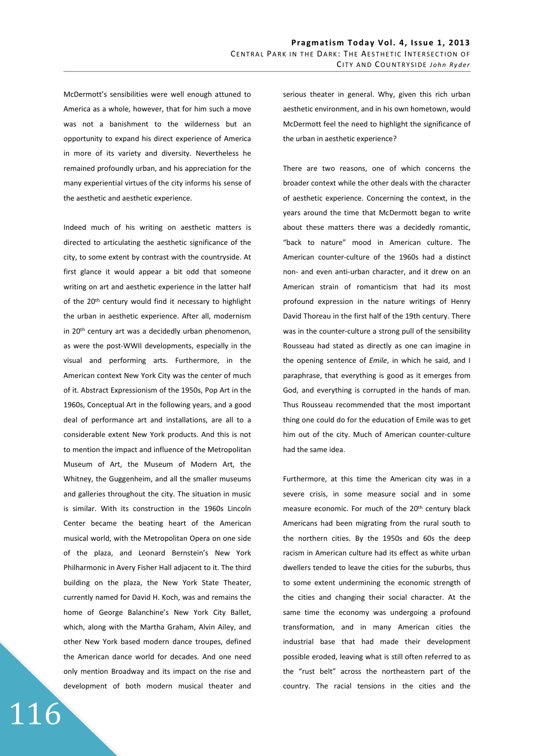McDermott's sensibilities were well enough attuned to America as a whole, however, that for him such a move was not a banishment to the wilderness but an opportunity to expand his direct experience of America in more of its variety and diversity. Nevertheless he remained profoundly urban, and his appreciation for the many experiential virtues of the city informs his sense of the aesthetic and aesthetic experience.

Indeed much of his writing on aesthetic matters is directed to articulating the aesthetic significance of the city, to some extent by contrast with the countryside. At first glance it would appear a bit odd that someone writing on art and aesthetic experience in the latter half of the 20th century would find it necessary to highlight the urban in aesthetic experience. After all, modernism in 20th century art was a decidedly urban phenomenon, as were the post-WWII developments, especially in the visual and performing arts. Furthermore, in the American context New York City was the center of much of it. Abstract Expressionism of the 1950s, Pop Art in the 1960s, Conceptual Art in the following years, and a good deal of performance art and installations, are all to a considerable extent New York products. And this is not to mention the impact and influence of the Metropolitan Museum of Art, the Museum of Modern Art, the Whitney, the Guggenheim, and all the smaller museums and galleries throughout the city. The situation in music is similar. With its construction in the 1960s Lincoln Center became the beating heart of the American musical world, with the Metropolitan Opera on one side of the plaza, and Leonard Bernstein's New York Philharmonic in Avery Fisher Hall adjacent to it. The third building on the plaza, the New York State Theater, currently named for David H. Koch, was and remains the home of George Balanchine's New York City Ballet, which, along with the Martha Graham, Alvin Ailey, and other New York based modern dance troupes, defined the American dance world for decades. And one need only mention Broadway and its impact on the rise and development of both modern musical theater and serious theater in general. Why, given this rich urban aesthetic environment, and in his own hometown, would McDermott feel the need to highlight the significance of the urban in aesthetic experience?

There are two reasons, one of which concerns the broader context while the other deals with the character of aesthetic experience. Concerning the context, in the years around the time that McDermott began to write about these matters there was a decidedly romantic, "back to nature" mood in American culture. The American counter-culture of the 1960s had a distinct non- and even anti-urban character, and it drew on an American strain of romanticism that had its most profound expression in the nature writings of Henry David Thoreau in the first half of the 19th century. There was in the counter-culture a strong pull of the sensibility Rousseau had stated as directly as one can imagine in the opening sentence of *Emile*, in which he said, and I paraphrase, that everything is good as it emerges from God, and everything is corrupted in the hands of man. Thus Rousseau recommended that the most important thing one could do for the education of Emile was to get him out of the city. Much of American counter-culture had the same idea.

Furthermore, at this time the American city was in a severe crisis, in some measure social and in some measure economic. For much of the 20th century black Americans had been migrating from the rural south to the northern cities. By the 1950s and 60s the deep racism in American culture had its effect as white urban dwellers tended to leave the cities for the suburbs, thus to some extent undermining the economic strength of the cities and changing their social character. At the same time the economy was undergoing a profound transformation, and in many American cities the industrial base that had made their development possible eroded, leaving what is still often referred to as the "rust belt" across the northeastern part of the country. The racial tensions in the cities and the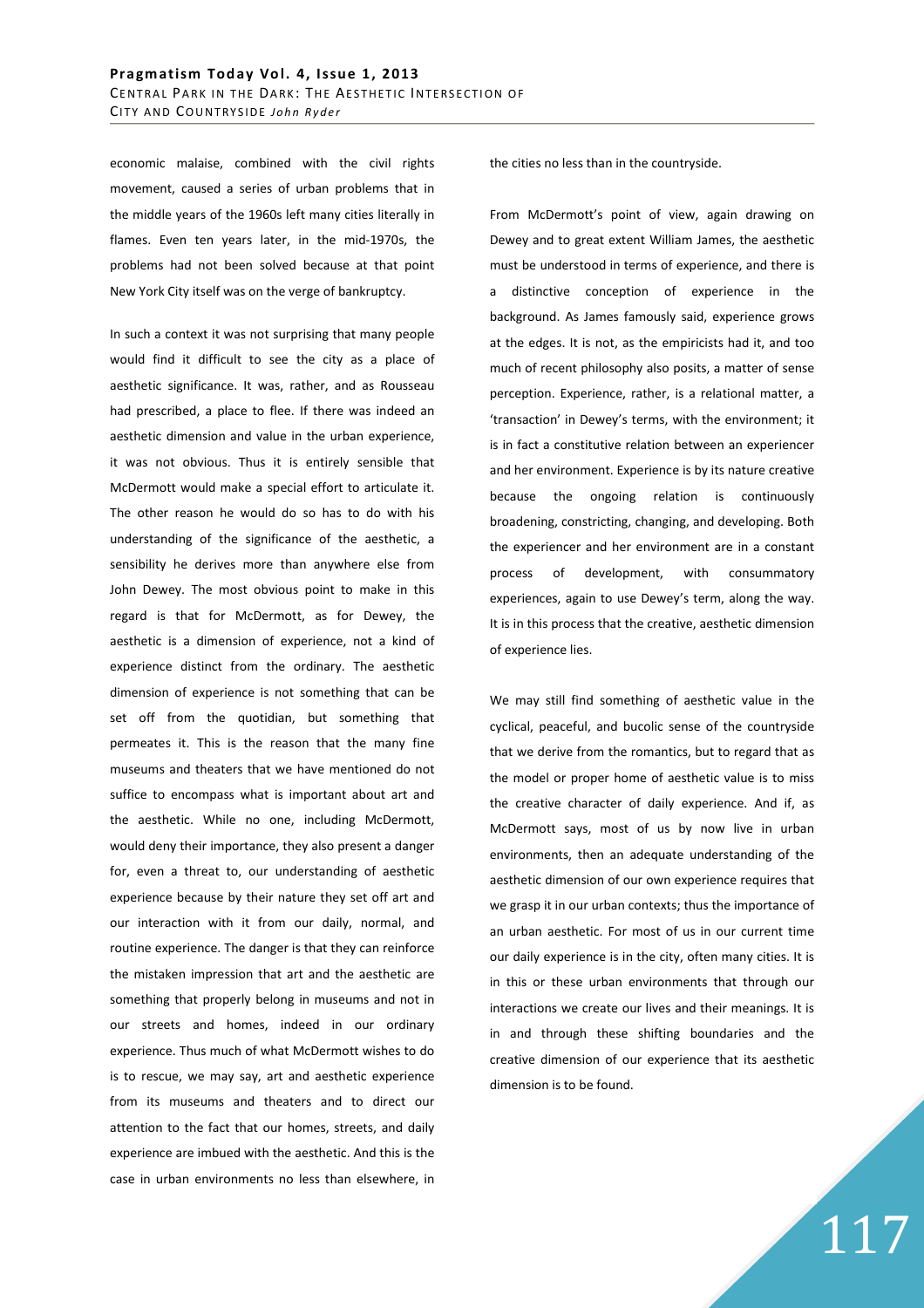economic malaise, combined with the civil rights movement, caused a series of urban problems that in the middle years of the 1960s left many cities literally in flames. Even ten years later, in the mid-1970s, the problems had not been solved because at that point New York City itself was on the verge of bankruptcy.

In such a context it was not surprising that many people would find it difficult to see the city as a place of aesthetic significance. It was, rather, and as Rousseau had prescribed, a place to flee. If there was indeed an aesthetic dimension and value in the urban experience, it was not obvious. Thus it is entirely sensible that McDermott would make a special effort to articulate it. The other reason he would do so has to do with his understanding of the significance of the aesthetic, a sensibility he derives more than anywhere else from John Dewey. The most obvious point to make in this regard is that for McDermott, as for Dewey, the aesthetic is a dimension of experience, not a kind of experience distinct from the ordinary. The aesthetic dimension of experience is not something that can be set off from the quotidian, but something that permeates it. This is the reason that the many fine museums and theaters that we have mentioned do not suffice to encompass what is important about art and the aesthetic. While no one, including McDermott, would deny their importance, they also present a danger for, even a threat to, our understanding of aesthetic experience because by their nature they set off art and our interaction with it from our daily, normal, and routine experience. The danger is that they can reinforce the mistaken impression that art and the aesthetic are something that properly belong in museums and not in our streets and homes, indeed in our ordinary experience. Thus much of what McDermott wishes to do is to rescue, we may say, art and aesthetic experience from its museums and theaters and to direct our attention to the fact that our homes, streets, and daily experience are imbued with the aesthetic. And this is the case in urban environments no less than elsewhere, in the cities no less than in the countryside.

From McDermott's point of view, again drawing on Dewey and to great extent William James, the aesthetic must be understood in terms of experience, and there is a distinctive conception of experience in the background. As James famously said, experience grows at the edges. It is not, as the empiricists had it, and too much of recent philosophy also posits, a matter of sense perception. Experience, rather, is a relational matter, a 'transaction' in Dewey's terms, with the environment; it is in fact a constitutive relation between an experiencer and her environment. Experience is by its nature creative because the ongoing relation is continuously broadening, constricting, changing, and developing. Both the experiencer and her environment are in a constant process of development, with consummatory experiences, again to use Dewey's term, along the way. It is in this process that the creative, aesthetic dimension of experience lies.

We may still find something of aesthetic value in the cyclical, peaceful, and bucolic sense of the countryside that we derive from the romantics, but to regard that as the model or proper home of aesthetic value is to miss the creative character of daily experience. And if, as McDermott says, most of us by now live in urban environments, then an adequate understanding of the aesthetic dimension of our own experience requires that we grasp it in our urban contexts; thus the importance of an urban aesthetic. For most of us in our current time our daily experience is in the city, often many cities. It is in this or these urban environments that through our interactions we create our lives and their meanings. It is in and through these shifting boundaries and the creative dimension of our experience that its aesthetic dimension is to be found.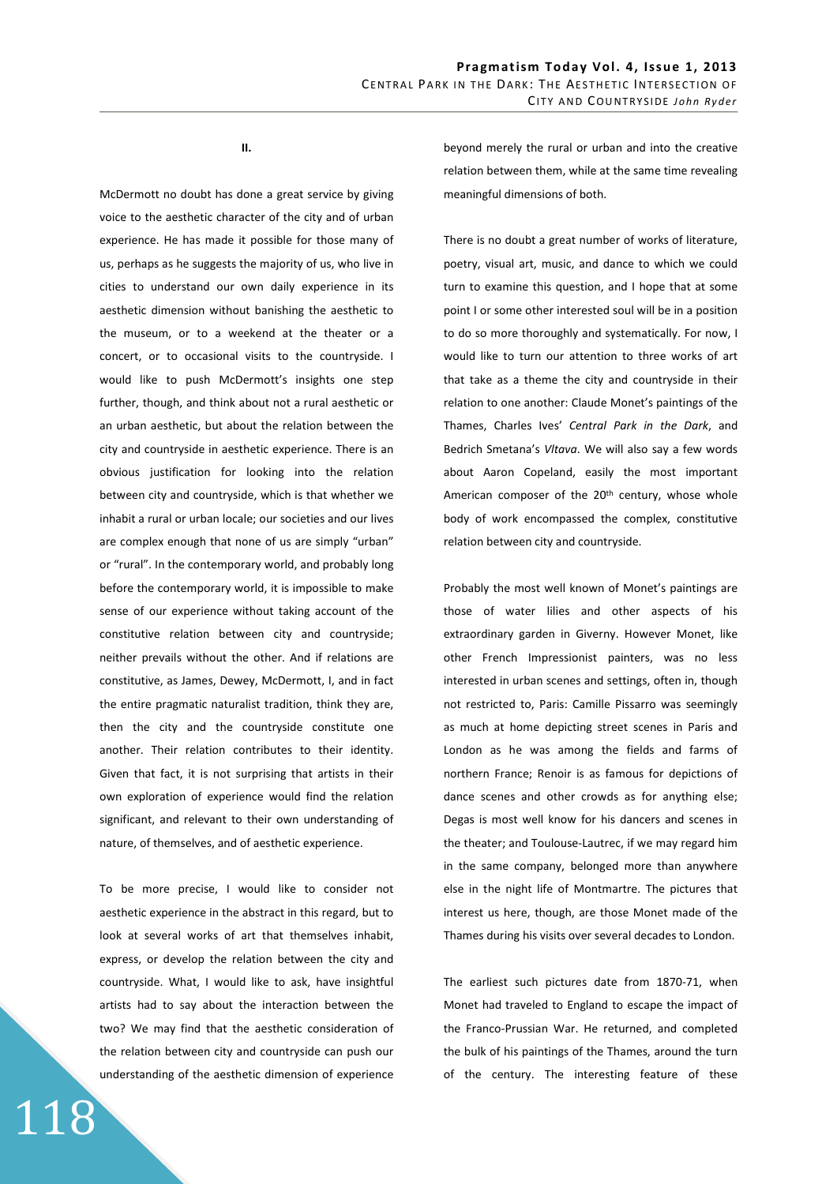## II.

McDermott no doubt has done a great service by giving voice to the aesthetic character of the city and of urban experience. He has made it possible for those many of us, perhaps as he suggests the majority of us, who live in cities to understand our own daily experience in its aesthetic dimension without banishing the aesthetic to the museum, or to a weekend at the theater or a concert, or to occasional visits to the countryside. I would like to push McDermott's insights one step further, though, and think about not a rural aesthetic or an urban aesthetic, but about the relation between the city and countryside in aesthetic experience. There is an obvious justification for looking into the relation between city and countryside, which is that whether we inhabit a rural or urban locale; our societies and our lives are complex enough that none of us are simply "urban" or "rural". In the contemporary world, and probably long before the contemporary world, it is impossible to make sense of our experience without taking account of the constitutive relation between city and countryside; neither prevails without the other. And if relations are constitutive, as James, Dewey, McDermott, I, and in fact the entire pragmatic naturalist tradition, think they are, then the city and the countryside constitute one another. Their relation contributes to their identity. Given that fact, it is not surprising that artists in their own exploration of experience would find the relation significant, and relevant to their own understanding of nature, of themselves, and of aesthetic experience.

To be more precise, I would like to consider not aesthetic experience in the abstract in this regard, but to look at several works of art that themselves inhabit, express, or develop the relation between the city and countryside. What, I would like to ask, have insightful artists had to say about the interaction between the two? We may find that the aesthetic consideration of the relation between city and countryside can push our understanding of the aesthetic dimension of experience beyond merely the rural or urban and into the creative relation between them, while at the same time revealing meaningful dimensions of both.

There is no doubt a great number of works of literature, poetry, visual art, music, and dance to which we could turn to examine this question, and I hope that at some point I or some other interested soul will be in a position to do so more thoroughly and systematically. For now, I would like to turn our attention to three works of art that take as a theme the city and countryside in their relation to one another: Claude Monet's paintings of the Thames, Charles Ives' *Central Park in the Dark*, and Bedrich Smetana's *Vltava*. We will also say a few words about Aaron Copeland, easily the most important American composer of the 20th century, whose whole body of work encompassed the complex, constitutive relation between city and countryside.

Probably the most well known of Monet's paintings are those of water lilies and other aspects of his extraordinary garden in Giverny. However Monet, like other French Impressionist painters, was no less interested in urban scenes and settings, often in, though not restricted to, Paris: Camille Pissarro was seemingly as much at home depicting street scenes in Paris and London as he was among the fields and farms of northern France; Renoir is as famous for depictions of dance scenes and other crowds as for anything else; Degas is most well know for his dancers and scenes in the theater; and Toulouse-Lautrec, if we may regard him in the same company, belonged more than anywhere else in the night life of Montmartre. The pictures that interest us here, though, are those Monet made of the Thames during his visits over several decades to London.

The earliest such pictures date from 1870-71, when Monet had traveled to England to escape the impact of the Franco-Prussian War. He returned, and completed the bulk of his paintings of the Thames, around the turn of the century. The interesting feature of these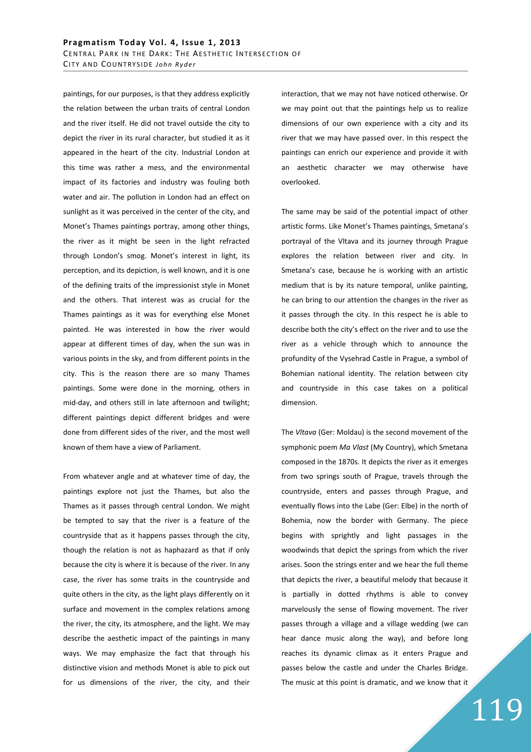paintings, for our purposes, is that they address explicitly the relation between the urban traits of central London and the river itself. He did not travel outside the city to depict the river in its rural character, but studied it as it appeared in the heart of the city. Industrial London at this time was rather a mess, and the environmental impact of its factories and industry was fouling both water and air. The pollution in London had an effect on sunlight as it was perceived in the center of the city, and Monet's Thames paintings portray, among other things, the river as it might be seen in the light refracted through London's smog. Monet's interest in light, its perception, and its depiction, is well known, and it is one of the defining traits of the impressionist style in Monet and the others. That interest was as crucial for the Thames paintings as it was for everything else Monet painted. He was interested in how the river would appear at different times of day, when the sun was in various points in the sky, and from different points in the city. This is the reason there are so many Thames paintings. Some were done in the morning, others in mid-day, and others still in late afternoon and twilight; different paintings depict different bridges and were done from different sides of the river, and the most well known of them have a view of Parliament.

From whatever angle and at whatever time of day, the paintings explore not just the Thames, but also the Thames as it passes through central London. We might be tempted to say that the river is a feature of the countryside that as it happens passes through the city, though the relation is not as haphazard as that if only because the city is where it is because of the river. In any case, the river has some traits in the countryside and quite others in the city, as the light plays differently on it surface and movement in the complex relations among the river, the city, its atmosphere, and the light. We may describe the aesthetic impact of the paintings in many ways. We may emphasize the fact that through his distinctive vision and methods Monet is able to pick out for us dimensions of the river, the city, and their interaction, that we may not have noticed otherwise. Or we may point out that the paintings help us to realize dimensions of our own experience with a city and its river that we may have passed over. In this respect the paintings can enrich our experience and provide it with an aesthetic character we may otherwise have overlooked.

The same may be said of the potential impact of other artistic forms. Like Monet's Thames paintings, Smetana's portrayal of the Vltava and its journey through Prague explores the relation between river and city. In Smetana's case, because he is working with an artistic medium that is by its nature temporal, unlike painting, he can bring to our attention the changes in the river as it passes through the city. In this respect he is able to describe both the city's effect on the river and to use the river as a vehicle through which to announce the profundity of the Vysehrad Castle in Prague, a symbol of Bohemian national identity. The relation between city and countryside in this case takes on a political dimension.

The *Vltava* (Ger: Moldau) is the second movement of the symphonic poem *Ma Vlast* (My Country), which Smetana composed in the 1870s. It depicts the river as it emerges from two springs south of Prague, travels through the countryside, enters and passes through Prague, and eventually flows into the Labe (Ger: Elbe) in the north of Bohemia, now the border with Germany. The piece begins with sprightly and light passages in the woodwinds that depict the springs from which the river arises. Soon the strings enter and we hear the full theme that depicts the river, a beautiful melody that because it is partially in dotted rhythms is able to convey marvelously the sense of flowing movement. The river passes through a village and a village wedding (we can hear dance music along the way), and before long reaches its dynamic climax as it enters Prague and passes below the castle and under the Charles Bridge. The music at this point is dramatic, and we know that it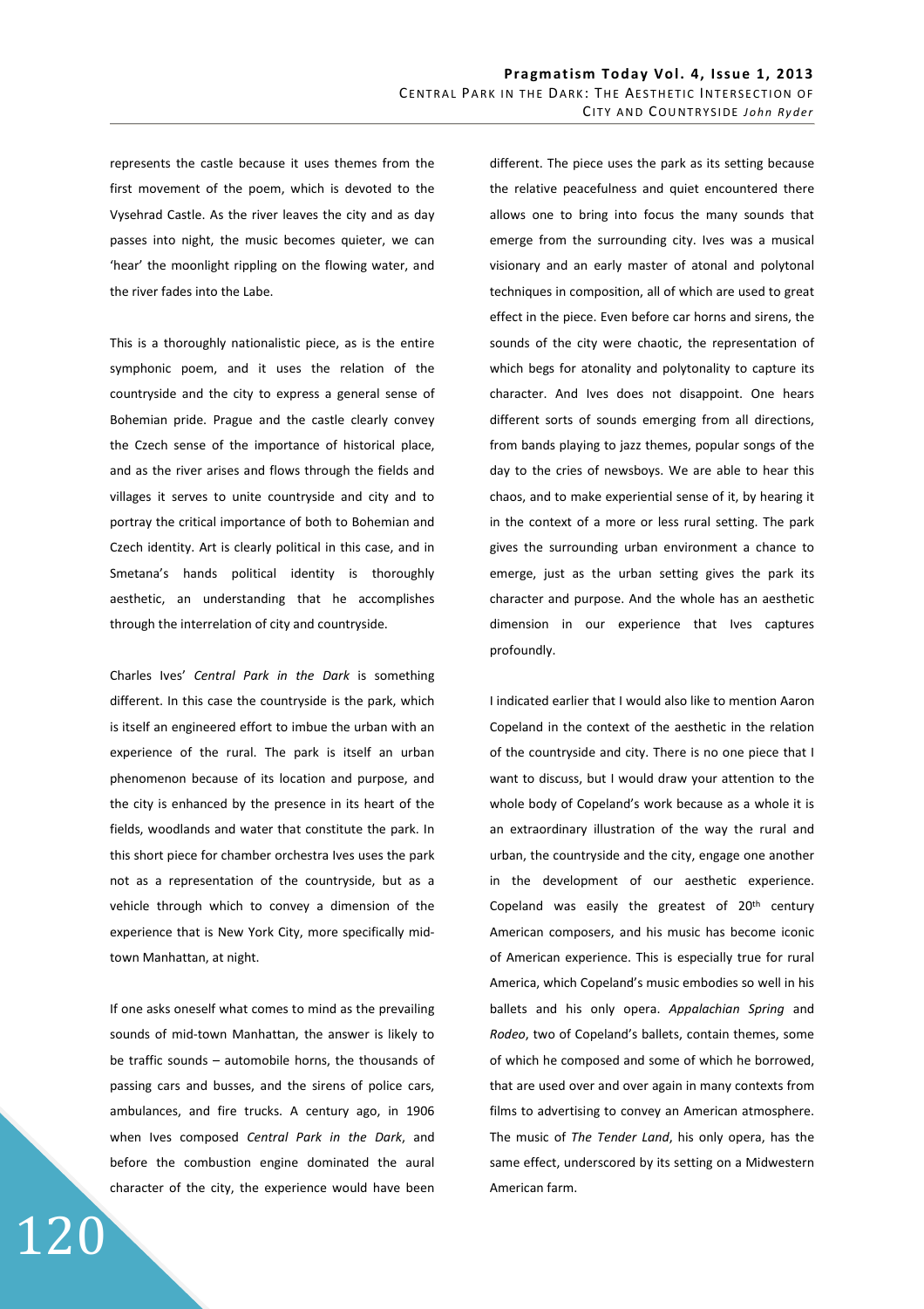represents the castle because it uses themes from the first movement of the poem, which is devoted to the Vysehrad Castle. As the river leaves the city and as day passes into night, the music becomes quieter, we can 'hear' the moonlight rippling on the flowing water, and the river fades into the Labe.

This is a thoroughly nationalistic piece, as is the entire symphonic poem, and it uses the relation of the countryside and the city to express a general sense of Bohemian pride. Prague and the castle clearly convey the Czech sense of the importance of historical place, and as the river arises and flows through the fields and villages it serves to unite countryside and city and to portray the critical importance of both to Bohemian and Czech identity. Art is clearly political in this case, and in Smetana's hands political identity is thoroughly aesthetic, an understanding that he accomplishes through the interrelation of city and countryside.

Charles Ives' *Central Park in the Dark* is something different. In this case the countryside is the park, which is itself an engineered effort to imbue the urban with an experience of the rural. The park is itself an urban phenomenon because of its location and purpose, and the city is enhanced by the presence in its heart of the fields, woodlands and water that constitute the park. In this short piece for chamber orchestra Ives uses the park not as a representation of the countryside, but as a vehicle through which to convey a dimension of the experience that is New York City, more specifically mid-town Manhattan, at night.

If one asks oneself what comes to mind as the prevailing sounds of mid-town Manhattan, the answer is likely to be traffic sounds – automobile horns, the thousands of passing cars and busses, and the sirens of police cars, ambulances, and fire trucks. A century ago, in 1906 when Ives composed *Central Park in the Dark*, and before the combustion engine dominated the aural character of the city, the experience would have been different. The piece uses the park as its setting because the relative peacefulness and quiet encountered there allows one to bring into focus the many sounds that emerge from the surrounding city. Ives was a musical visionary and an early master of atonal and polytonal techniques in composition, all of which are used to great effect in the piece. Even before car horns and sirens, the sounds of the city were chaotic, the representation of which begs for atonality and polytonality to capture its character. And Ives does not disappoint. One hears different sorts of sounds emerging from all directions, from bands playing to jazz themes, popular songs of the day to the cries of newsboys. We are able to hear this chaos, and to make experiential sense of it, by hearing it in the context of a more or less rural setting. The park gives the surrounding urban environment a chance to emerge, just as the urban setting gives the park its character and purpose. And the whole has an aesthetic dimension in our experience that Ives captures profoundly.

I indicated earlier that I would also like to mention Aaron Copeland in the context of the aesthetic in the relation of the countryside and city. There is no one piece that I want to discuss, but I would draw your attention to the whole body of Copeland's work because as a whole it is an extraordinary illustration of the way the rural and urban, the countryside and the city, engage one another in the development of our aesthetic experience. Copeland was easily the greatest of 20th century American composers, and his music has become iconic of American experience. This is especially true for rural America, which Copeland's music embodies so well in his ballets and his only opera. *Appalachian Spring* and *Rodeo*, two of Copeland's ballets, contain themes, some of which he composed and some of which he borrowed, that are used over and over again in many contexts from films to advertising to convey an American atmosphere. The music of *The Tender Land*, his only opera, has the same effect, underscored by its setting on a Midwestern American farm.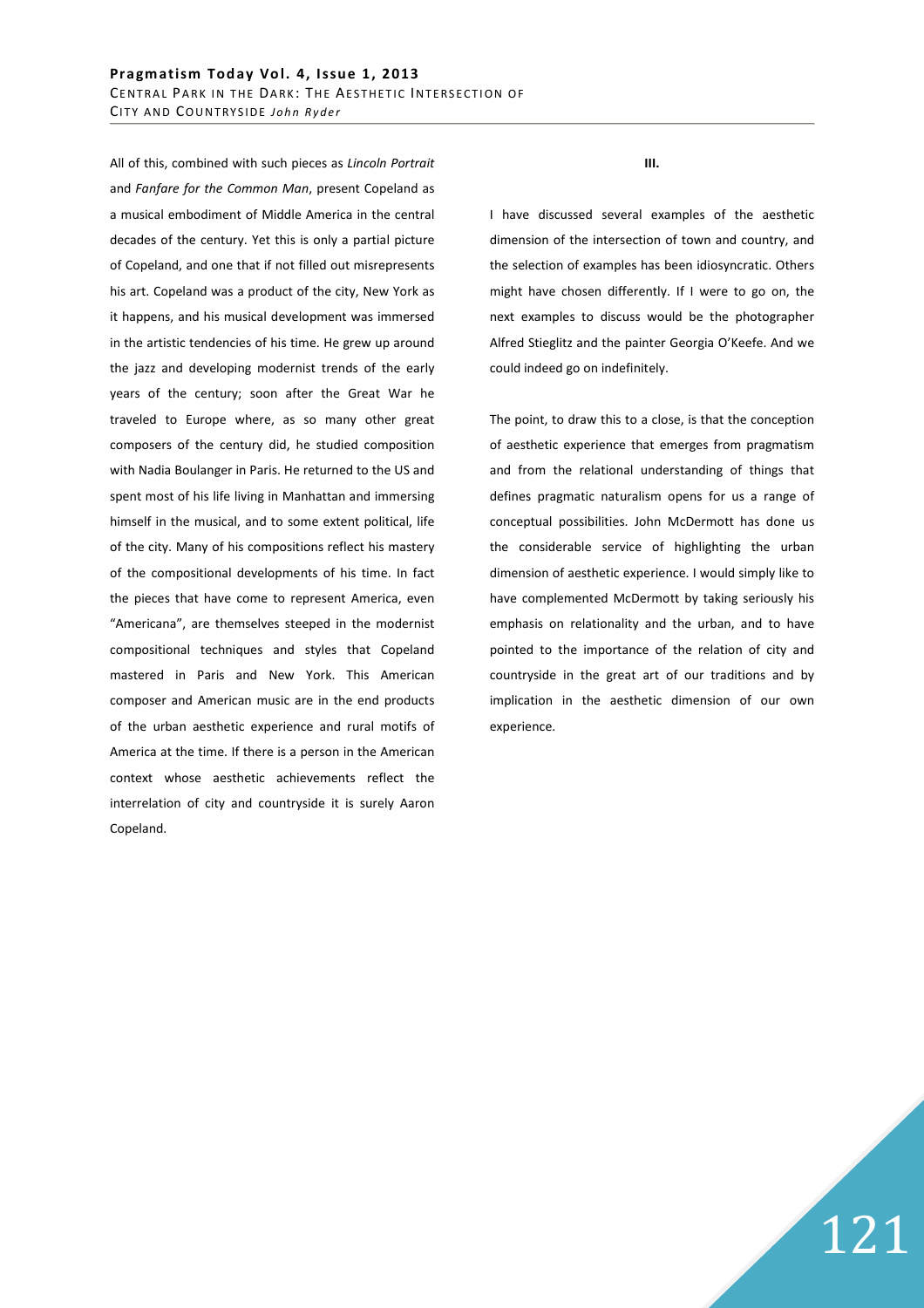All of this, combined with such pieces as *Lincoln Portrait* and *Fanfare for the Common Man*, present Copeland as a musical embodiment of Middle America in the central decades of the century. Yet this is only a partial picture of Copeland, and one that if not filled out misrepresents his art. Copeland was a product of the city, New York as it happens, and his musical development was immersed in the artistic tendencies of his time. He grew up around the jazz and developing modernist trends of the early years of the century; soon after the Great War he traveled to Europe where, as so many other great composers of the century did, he studied composition with Nadia Boulanger in Paris. He returned to the US and spent most of his life living in Manhattan and immersing himself in the musical, and to some extent political, life of the city. Many of his compositions reflect his mastery of the compositional developments of his time. In fact the pieces that have come to represent America, even "Americana", are themselves steeped in the modernist compositional techniques and styles that Copeland mastered in Paris and New York. This American composer and American music are in the end products of the urban aesthetic experience and rural motifs of America at the time. If there is a person in the American context whose aesthetic achievements reflect the interrelation of city and countryside it is surely Aaron Copeland.

## III.

I have discussed several examples of the aesthetic dimension of the intersection of town and country, and the selection of examples has been idiosyncratic. Others might have chosen differently. If I were to go on, the next examples to discuss would be the photographer Alfred Stieglitz and the painter Georgia O'Keefe. And we could indeed go on indefinitely.

The point, to draw this to a close, is that the conception of aesthetic experience that emerges from pragmatism and from the relational understanding of things that defines pragmatic naturalism opens for us a range of conceptual possibilities. John McDermott has done us the considerable service of highlighting the urban dimension of aesthetic experience. I would simply like to have complemented McDermott by taking seriously his emphasis on relationality and the urban, and to have pointed to the importance of the relation of city and countryside in the great art of our traditions and by implication in the aesthetic dimension of our own experience.